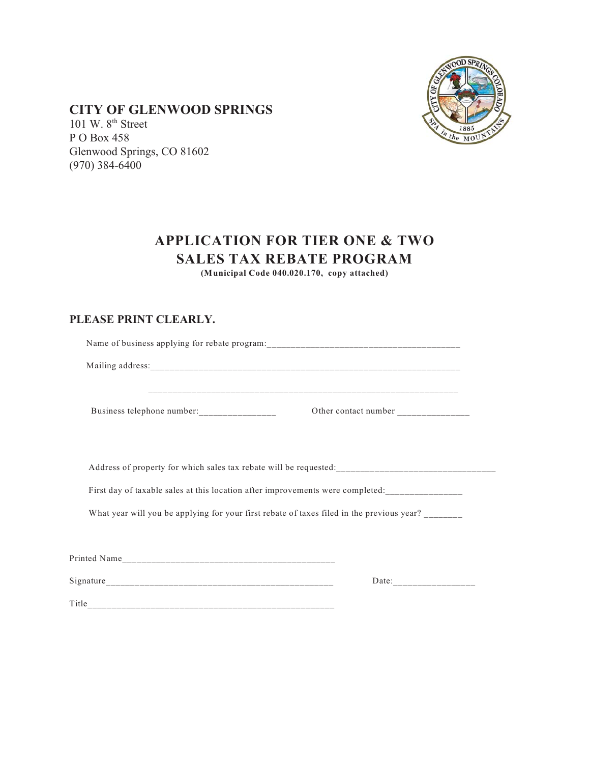**CITY OF GLENWOOD SPRINGS**
101 W. 8th Street
P O Box 458
Glenwood Springs, CO 81602
(970) 384-6400

# APPLICATION FOR TIER ONE & TWO SALES TAX REBATE PROGRAM

**(Municipal Code 040.020.170, copy attached)**

## PLEASE PRINT CLEARLY.

Name of business applying for rebate program:________________________________________

Mailing address:_______________________________________________________________

_______________________________________________________________

Business telephone number:________________ Other contact number _______________

Address of property for which sales tax rebate will be requested:_________________________________

First day of taxable sales at this location after improvements were completed:________________

What year will you be applying for your first rebate of taxes filed in the previous year? ________

Printed Name_____________________________________________

Signature_______________________________________________ Date:_________________

Title____________________________________________________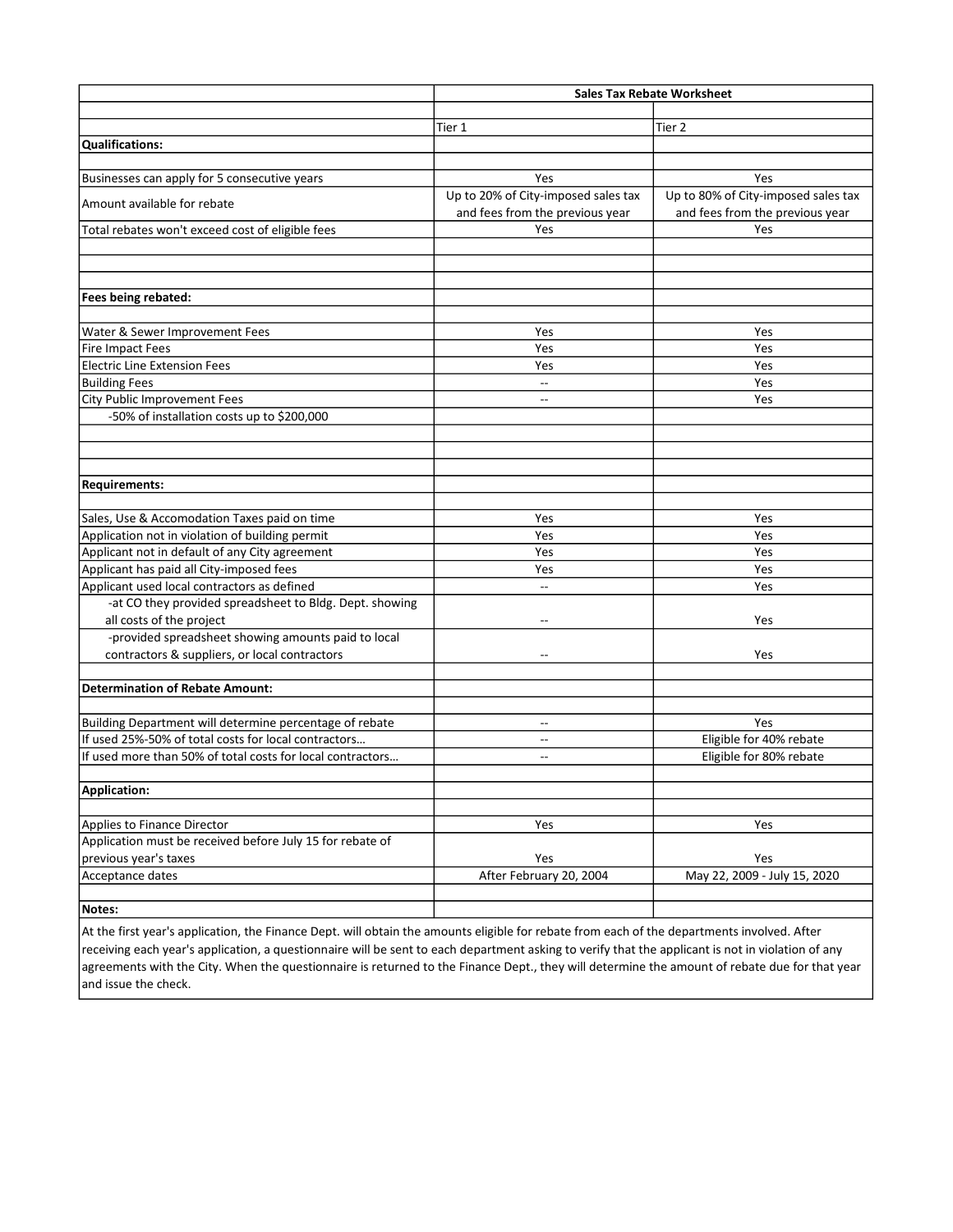| | Sales Tax Rebate Worksheet | |
|---|---|---|
| | Tier 1 | Tier 2 |
| **Qualifications:** | | |
| Businesses can apply for 5 consecutive years | Yes | Yes |
| Amount available for rebate | Up to 20% of City-imposed sales tax and fees from the previous year | Up to 80% of City-imposed sales tax and fees from the previous year |
| Total rebates won't exceed cost of eligible fees | Yes | Yes |
| **Fees being rebated:** | | |
| Water & Sewer Improvement Fees | Yes | Yes |
| Fire Impact Fees | Yes | Yes |
| Electric Line Extension Fees | Yes | Yes |
| Building Fees | -- | Yes |
| City Public Improvement Fees | -- | Yes |
| -50% of installation costs up to $200,000 | | |
| **Requirements:** | | |
| Sales, Use & Accomodation Taxes paid on time | Yes | Yes |
| Application not in violation of building permit | Yes | Yes |
| Applicant not in default of any City agreement | Yes | Yes |
| Applicant has paid all City-imposed fees | Yes | Yes |
| Applicant used local contractors as defined | -- | Yes |
| -at CO they provided spreadsheet to Bldg. Dept. showing all costs of the project | -- | Yes |
| -provided spreadsheet showing amounts paid to local contractors & suppliers, or local contractors | -- | Yes |
| **Determination of Rebate Amount:** | | |
| Building Department will determine percentage of rebate | -- | Yes |
| If used 25%-50% of total costs for local contractors… | -- | Eligible for 40% rebate |
| If used more than 50% of total costs for local contractors… | -- | Eligible for 80% rebate |
| **Application:** | | |
| Applies to Finance Director | Yes | Yes |
| Application must be received before July 15 for rebate of previous year's taxes | Yes | Yes |
| Acceptance dates | After February 20, 2004 | May 22, 2009 - July 15, 2020 |
| **Notes:** | | |

At the first year's application, the Finance Dept. will obtain the amounts eligible for rebate from each of the departments involved. After receiving each year's application, a questionnaire will be sent to each department asking to verify that the applicant is not in violation of any agreements with the City. When the questionnaire is returned to the Finance Dept., they will determine the amount of rebate due for that year and issue the check.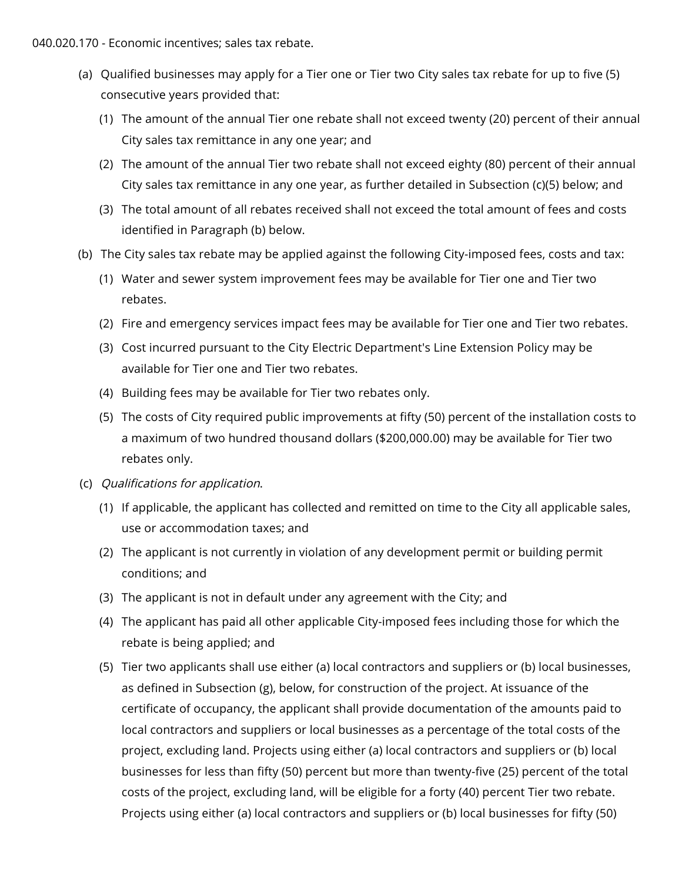040.020.170 - Economic incentives; sales tax rebate.

(a) Qualified businesses may apply for a Tier one or Tier two City sales tax rebate for up to five (5) consecutive years provided that:

  (1) The amount of the annual Tier one rebate shall not exceed twenty (20) percent of their annual City sales tax remittance in any one year; and

  (2) The amount of the annual Tier two rebate shall not exceed eighty (80) percent of their annual City sales tax remittance in any one year, as further detailed in Subsection (c)(5) below; and

  (3) The total amount of all rebates received shall not exceed the total amount of fees and costs identified in Paragraph (b) below.

(b) The City sales tax rebate may be applied against the following City-imposed fees, costs and tax:

  (1) Water and sewer system improvement fees may be available for Tier one and Tier two rebates.

  (2) Fire and emergency services impact fees may be available for Tier one and Tier two rebates.

  (3) Cost incurred pursuant to the City Electric Department's Line Extension Policy may be available for Tier one and Tier two rebates.

  (4) Building fees may be available for Tier two rebates only.

  (5) The costs of City required public improvements at fifty (50) percent of the installation costs to a maximum of two hundred thousand dollars ($200,000.00) may be available for Tier two rebates only.

(c) *Qualifications for application.*

  (1) If applicable, the applicant has collected and remitted on time to the City all applicable sales, use or accommodation taxes; and

  (2) The applicant is not currently in violation of any development permit or building permit conditions; and

  (3) The applicant is not in default under any agreement with the City; and

  (4) The applicant has paid all other applicable City-imposed fees including those for which the rebate is being applied; and

  (5) Tier two applicants shall use either (a) local contractors and suppliers or (b) local businesses, as defined in Subsection (g), below, for construction of the project. At issuance of the certificate of occupancy, the applicant shall provide documentation of the amounts paid to local contractors and suppliers or local businesses as a percentage of the total costs of the project, excluding land. Projects using either (a) local contractors and suppliers or (b) local businesses for less than fifty (50) percent but more than twenty-five (25) percent of the total costs of the project, excluding land, will be eligible for a forty (40) percent Tier two rebate. Projects using either (a) local contractors and suppliers or (b) local businesses for fifty (50)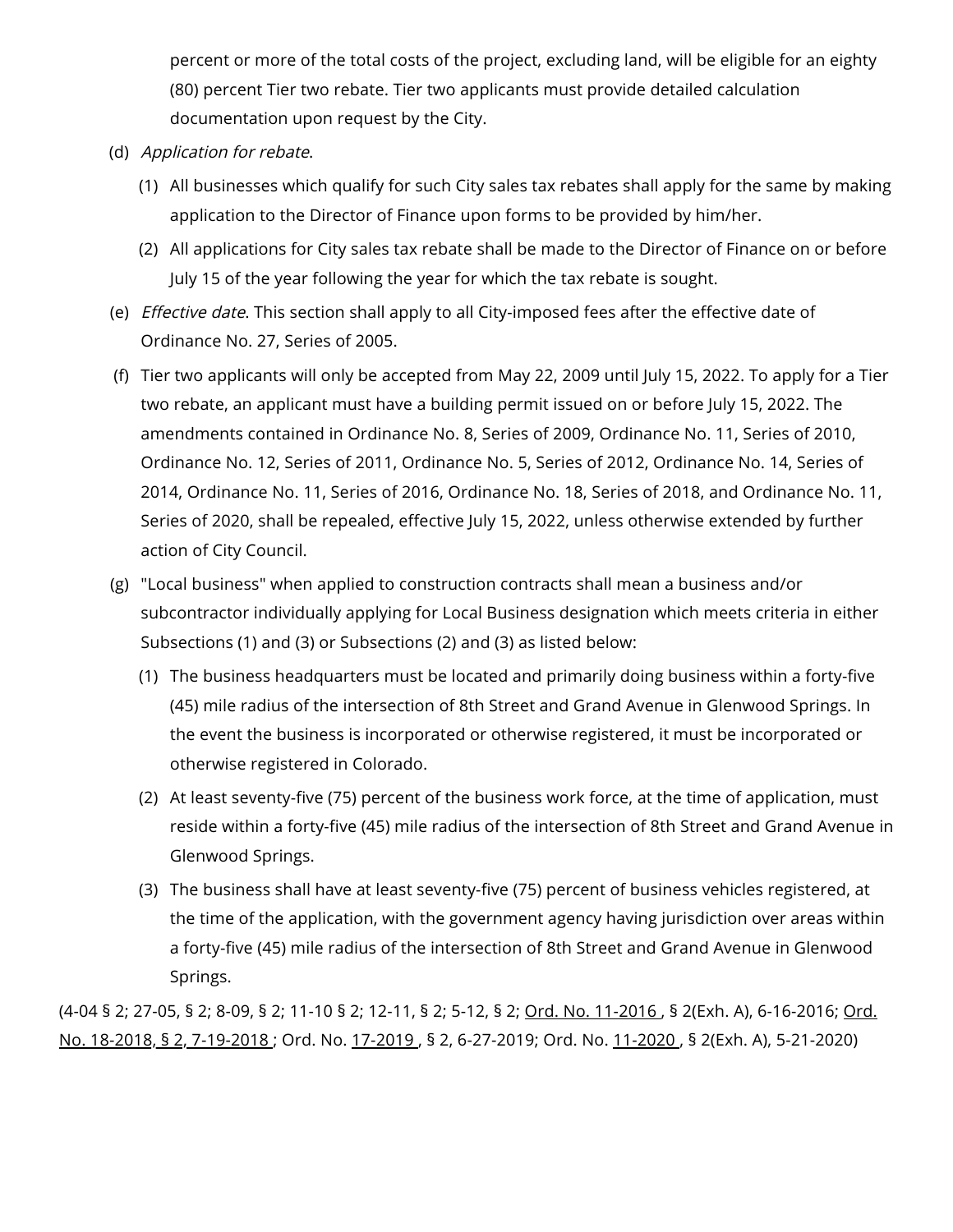percent or more of the total costs of the project, excluding land, will be eligible for an eighty (80) percent Tier two rebate. Tier two applicants must provide detailed calculation documentation upon request by the City.

(d) *Application for rebate*.

(1) All businesses which qualify for such City sales tax rebates shall apply for the same by making application to the Director of Finance upon forms to be provided by him/her.

(2) All applications for City sales tax rebate shall be made to the Director of Finance on or before July 15 of the year following the year for which the tax rebate is sought.

(e) *Effective date*. This section shall apply to all City-imposed fees after the effective date of Ordinance No. 27, Series of 2005.

(f) Tier two applicants will only be accepted from May 22, 2009 until July 15, 2022. To apply for a Tier two rebate, an applicant must have a building permit issued on or before July 15, 2022. The amendments contained in Ordinance No. 8, Series of 2009, Ordinance No. 11, Series of 2010, Ordinance No. 12, Series of 2011, Ordinance No. 5, Series of 2012, Ordinance No. 14, Series of 2014, Ordinance No. 11, Series of 2016, Ordinance No. 18, Series of 2018, and Ordinance No. 11, Series of 2020, shall be repealed, effective July 15, 2022, unless otherwise extended by further action of City Council.

(g) "Local business" when applied to construction contracts shall mean a business and/or subcontractor individually applying for Local Business designation which meets criteria in either Subsections (1) and (3) or Subsections (2) and (3) as listed below:

(1) The business headquarters must be located and primarily doing business within a forty-five (45) mile radius of the intersection of 8th Street and Grand Avenue in Glenwood Springs. In the event the business is incorporated or otherwise registered, it must be incorporated or otherwise registered in Colorado.

(2) At least seventy-five (75) percent of the business work force, at the time of application, must reside within a forty-five (45) mile radius of the intersection of 8th Street and Grand Avenue in Glenwood Springs.

(3) The business shall have at least seventy-five (75) percent of business vehicles registered, at the time of the application, with the government agency having jurisdiction over areas within a forty-five (45) mile radius of the intersection of 8th Street and Grand Avenue in Glenwood Springs.

(4-04 § 2; 27-05, § 2; 8-09, § 2; 11-10 § 2; 12-11, § 2; 5-12, § 2; Ord. No. 11-2016 , § 2(Exh. A), 6-16-2016; Ord. No. 18-2018, § 2, 7-19-2018 ; Ord. No. 17-2019 , § 2, 6-27-2019; Ord. No. 11-2020 , § 2(Exh. A), 5-21-2020)